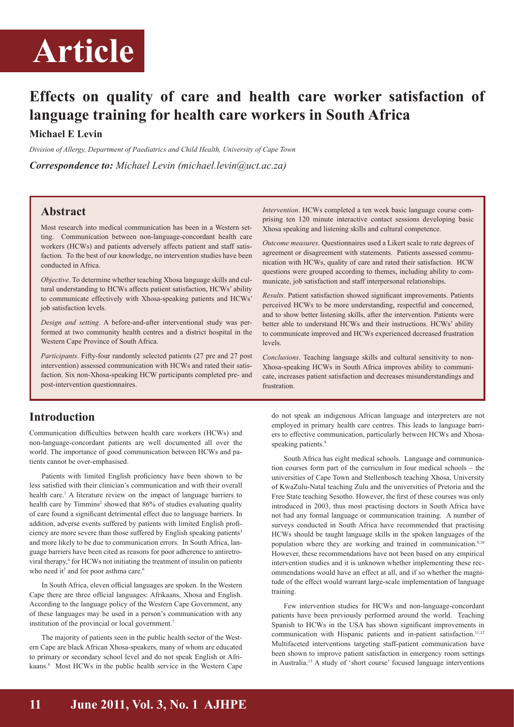# Article

## Effects on quality of care and health care worker satisfaction of language training for health care workers in South Africa

**Michael E Levin**

*Division of Allergy, Department of Paediatrics and Child Health, University of Cape Town*

***Correspondence to:** Michael Levin (michael.levin@uct.ac.za)*

### Abstract

Most research into medical communication has been in a Western setting. Communication between non-language-concordant health care workers (HCWs) and patients adversely affects patient and staff satisfaction. To the best of our knowledge, no intervention studies have been conducted in Africa.

*Objective*. To determine whether teaching Xhosa language skills and cultural understanding to HCWs affects patient satisfaction, HCWs' ability to communicate effectively with Xhosa-speaking patients and HCWs' job satisfaction levels.

*Design and setting*. A before-and-after interventional study was performed at two community health centres and a district hospital in the Western Cape Province of South Africa.

*Participants*. Fifty-four randomly selected patients (27 pre and 27 post intervention) assessed communication with HCWs and rated their satisfaction. Six non-Xhosa-speaking HCW participants completed pre- and post-intervention questionnaires.

*Intervention*. HCWs completed a ten week basic language course comprising ten 120 minute interactive contact sessions developing basic Xhosa speaking and listening skills and cultural competence.

*Outcome measures*. Questionnaires used a Likert scale to rate degrees of agreement or disagreement with statements. Patients assessed communication with HCWs, quality of care and rated their satisfaction. HCW questions were grouped according to themes, including ability to communicate, job satisfaction and staff interpersonal relationships.

*Results*. Patient satisfaction showed significant improvements. Patients perceived HCWs to be more understanding, respectful and concerned, and to show better listening skills, after the intervention. Patients were better able to understand HCWs and their instructions. HCWs' ability to communicate improved and HCWs experienced decreased frustration levels.

*Conclusions*. Teaching language skills and cultural sensitivity to non-Xhosa-speaking HCWs in South Africa improves ability to communicate, increases patient satisfaction and decreases misunderstandings and frustration.

## Introduction

Communication difficulties between health care workers (HCWs) and non-language-concordant patients are well documented all over the world. The importance of good communication between HCWs and patients cannot be over-emphasised.

Patients with limited English proficiency have been shown to be less satisfied with their clinician's communication and with their overall health care.[1] A literature review on the impact of language barriers to health care by Timmins[2] showed that 86% of studies evaluating quality of care found a significant detrimental effect due to language barriers. In addition, adverse events suffered by patients with limited English proficiency are more severe than those suffered by English speaking patients[3] and more likely to be due to communication errors. In South Africa, language barriers have been cited as reasons for poor adherence to antiretroviral therapy,[4] for HCWs not initiating the treatment of insulin on patients who need it[5] and for poor asthma care.[6]

In South Africa, eleven official languages are spoken. In the Western Cape there are three official languages: Afrikaans, Xhosa and English. According to the language policy of the Western Cape Government, any of these languages may be used in a person's communication with any institution of the provincial or local government.[7]

The majority of patients seen in the public health sector of the Western Cape are black African Xhosa-speakers, many of whom are educated to primary or secondary school level and do not speak English or Afrikaans.[8] Most HCWs in the public health service in the Western Cape do not speak an indigenous African language and interpreters are not employed in primary health care centres. This leads to language barriers to effective communication, particularly between HCWs and Xhosa-speaking patients.[8]

South Africa has eight medical schools. Language and communication courses form part of the curriculum in four medical schools – the universities of Cape Town and Stellenbosch teaching Xhosa, University of KwaZulu-Natal teaching Zulu and the universities of Pretoria and the Free State teaching Sesotho. However, the first of these courses was only introduced in 2003, thus most practising doctors in South Africa have not had any formal language or communication training. A number of surveys conducted in South Africa have recommended that practising HCWs should be taught language skills in the spoken languages of the population where they are working and trained in communication.[9,10] However, these recommendations have not been based on any empirical intervention studies and it is unknown whether implementing these recommendations would have an effect at all, and if so whether the magnitude of the effect would warrant large-scale implementation of language training.

Few intervention studies for HCWs and non-language-concordant patients have been previously performed around the world. Teaching Spanish to HCWs in the USA has shown significant improvements in communication with Hispanic patients and in-patient satisfaction.[11,12] Multifaceted interventions targeting staff-patient communication have been shown to improve patient satisfaction in emergency room settings in Australia.[13] A study of 'short course' focused language interventions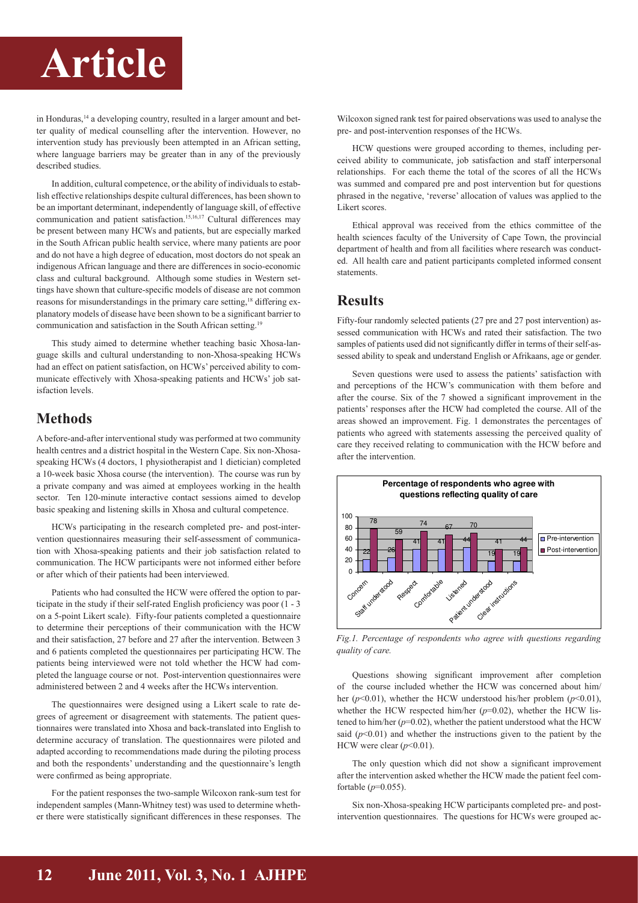in Honduras,[14] a developing country, resulted in a larger amount and better quality of medical counselling after the intervention. However, no intervention study has previously been attempted in an African setting, where language barriers may be greater than in any of the previously described studies.

In addition, cultural competence, or the ability of individuals to establish effective relationships despite cultural differences, has been shown to be an important determinant, independently of language skill, of effective communication and patient satisfaction.[15,16,17] Cultural differences may be present between many HCWs and patients, but are especially marked in the South African public health service, where many patients are poor and do not have a high degree of education, most doctors do not speak an indigenous African language and there are differences in socio-economic class and cultural background. Although some studies in Western settings have shown that culture-specific models of disease are not common reasons for misunderstandings in the primary care setting,[18] differing explanatory models of disease have been shown to be a significant barrier to communication and satisfaction in the South African setting.[19]

This study aimed to determine whether teaching basic Xhosa-language skills and cultural understanding to non-Xhosa-speaking HCWs had an effect on patient satisfaction, on HCWs' perceived ability to communicate effectively with Xhosa-speaking patients and HCWs' job satisfaction levels.

## Methods

A before-and-after interventional study was performed at two community health centres and a district hospital in the Western Cape. Six non-Xhosa-speaking HCWs (4 doctors, 1 physiotherapist and 1 dietician) completed a 10-week basic Xhosa course (the intervention). The course was run by a private company and was aimed at employees working in the health sector. Ten 120-minute interactive contact sessions aimed to develop basic speaking and listening skills in Xhosa and cultural competence.

HCWs participating in the research completed pre- and post-intervention questionnaires measuring their self-assessment of communication with Xhosa-speaking patients and their job satisfaction related to communication. The HCW participants were not informed either before or after which of their patients had been interviewed.

Patients who had consulted the HCW were offered the option to participate in the study if their self-rated English proficiency was poor (1 - 3 on a 5-point Likert scale). Fifty-four patients completed a questionnaire to determine their perceptions of their communication with the HCW and their satisfaction, 27 before and 27 after the intervention. Between 3 and 6 patients completed the questionnaires per participating HCW. The patients being interviewed were not told whether the HCW had completed the language course or not. Post-intervention questionnaires were administered between 2 and 4 weeks after the HCWs intervention.

The questionnaires were designed using a Likert scale to rate degrees of agreement or disagreement with statements. The patient questionnaires were translated into Xhosa and back-translated into English to determine accuracy of translation. The questionnaires were piloted and adapted according to recommendations made during the piloting process and both the respondents' understanding and the questionnaire's length were confirmed as being appropriate.

For the patient responses the two-sample Wilcoxon rank-sum test for independent samples (Mann-Whitney test) was used to determine whether there were statistically significant differences in these responses. The Wilcoxon signed rank test for paired observations was used to analyse the pre- and post-intervention responses of the HCWs.

HCW questions were grouped according to themes, including perceived ability to communicate, job satisfaction and staff interpersonal relationships. For each theme the total of the scores of all the HCWs was summed and compared pre and post intervention but for questions phrased in the negative, 'reverse' allocation of values was applied to the Likert scores.

Ethical approval was received from the ethics committee of the health sciences faculty of the University of Cape Town, the provincial department of health and from all facilities where research was conducted. All health care and patient participants completed informed consent statements.

## Results

Fifty-four randomly selected patients (27 pre and 27 post intervention) assessed communication with HCWs and rated their satisfaction. The two samples of patients used did not significantly differ in terms of their self-assessed ability to speak and understand English or Afrikaans, age or gender.

Seven questions were used to assess the patients' satisfaction with and perceptions of the HCW's communication with them before and after the course. Six of the 7 showed a significant improvement in the patients' responses after the HCW had completed the course. All of the areas showed an improvement. Fig. 1 demonstrates the percentages of patients who agreed with statements assessing the perceived quality of care they received relating to communication with the HCW before and after the intervention.

**Percentage of respondents who agree with questions reflecting quality of care**

| | Concern | Staff understood | Respect | Comfortable | Listened | Patient understood | Clear instructions |
|---|---|---|---|---|---|---|---|
| Pre-intervention | 22 | 26 | 41 | 41 | 44 | 19 | 19 |
| Post-intervention | 78 | 59 | 74 | 67 | 70 | 41 | 44 |

*Fig.1. Percentage of respondents who agree with questions regarding quality of care.*

Questions showing significant improvement after completion of the course included whether the HCW was concerned about him/her ($p<0.01$), whether the HCW understood his/her problem ($p<0.01$), whether the HCW respected him/her ($p=0.02$), whether the HCW listened to him/her ($p=0.02$), whether the patient understood what the HCW said ($p<0.01$) and whether the instructions given to the patient by the HCW were clear ($p<0.01$).

The only question which did not show a significant improvement after the intervention asked whether the HCW made the patient feel comfortable ($p=0.055$).

Six non-Xhosa-speaking HCW participants completed pre- and post-intervention questionnaires. The questions for HCWs were grouped ac-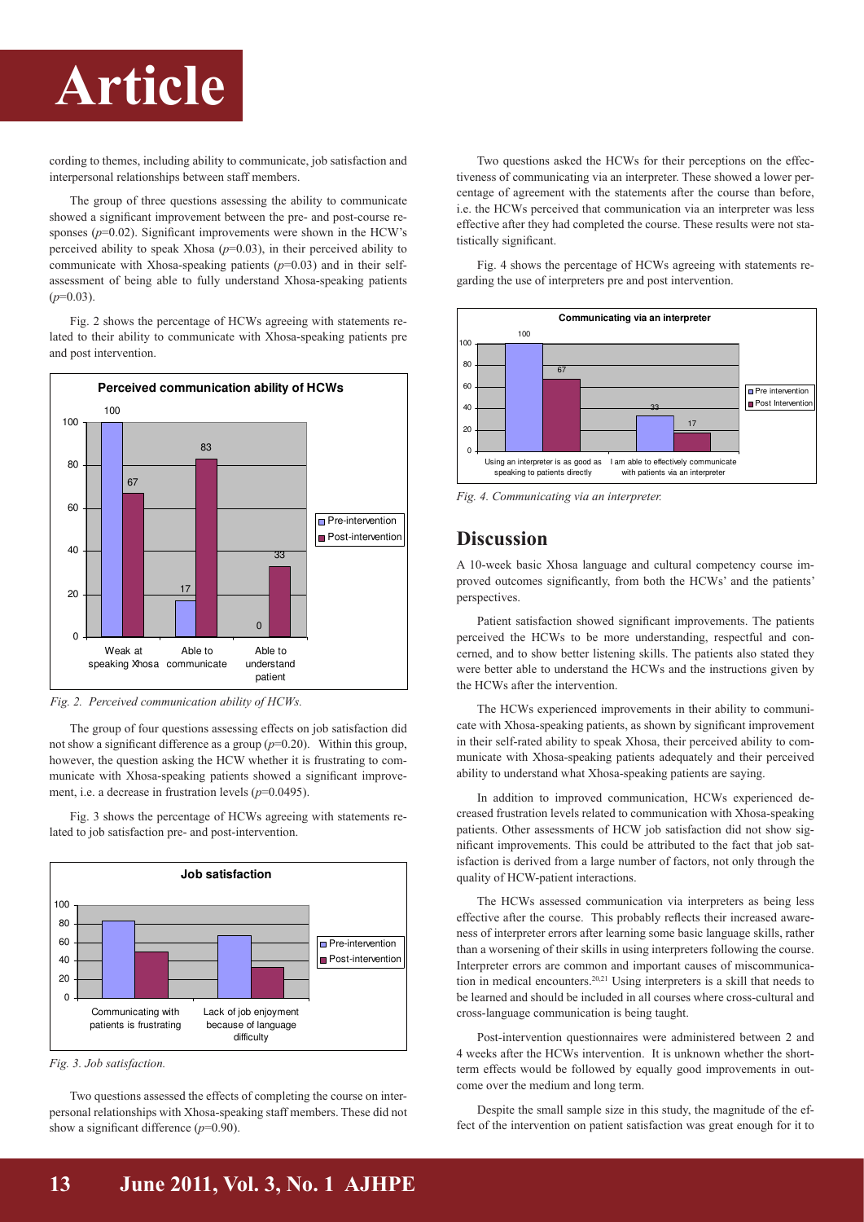cording to themes, including ability to communicate, job satisfaction and interpersonal relationships between staff members.

The group of three questions assessing the ability to communicate showed a significant improvement between the pre- and post-course responses ($p$=0.02). Significant improvements were shown in the HCW's perceived ability to speak Xhosa ($p$=0.03), in their perceived ability to communicate with Xhosa-speaking patients ($p$=0.03) and in their self-assessment of being able to fully understand Xhosa-speaking patients ($p$=0.03).

Fig. 2 shows the percentage of HCWs agreeing with statements related to their ability to communicate with Xhosa-speaking patients pre and post intervention.

*Fig. 2. Perceived communication ability of HCWs.*

The group of four questions assessing effects on job satisfaction did not show a significant difference as a group ($p$=0.20). Within this group, however, the question asking the HCW whether it is frustrating to communicate with Xhosa-speaking patients showed a significant improvement, i.e. a decrease in frustration levels ($p$=0.0495).

Fig. 3 shows the percentage of HCWs agreeing with statements related to job satisfaction pre- and post-intervention.

*Fig. 3. Job satisfaction.*

Two questions assessed the effects of completing the course on interpersonal relationships with Xhosa-speaking staff members. These did not show a significant difference ($p$=0.90).

Two questions asked the HCWs for their perceptions on the effectiveness of communicating via an interpreter. These showed a lower percentage of agreement with the statements after the course than before, i.e. the HCWs perceived that communication via an interpreter was less effective after they had completed the course. These results were not statistically significant.

Fig. 4 shows the percentage of HCWs agreeing with statements regarding the use of interpreters pre and post intervention.

*Fig. 4. Communicating via an interpreter.*

## Discussion

A 10-week basic Xhosa language and cultural competency course improved outcomes significantly, from both the HCWs' and the patients' perspectives.

Patient satisfaction showed significant improvements. The patients perceived the HCWs to be more understanding, respectful and concerned, and to show better listening skills. The patients also stated they were better able to understand the HCWs and the instructions given by the HCWs after the intervention.

The HCWs experienced improvements in their ability to communicate with Xhosa-speaking patients, as shown by significant improvement in their self-rated ability to speak Xhosa, their perceived ability to communicate with Xhosa-speaking patients adequately and their perceived ability to understand what Xhosa-speaking patients are saying.

In addition to improved communication, HCWs experienced decreased frustration levels related to communication with Xhosa-speaking patients. Other assessments of HCW job satisfaction did not show significant improvements. This could be attributed to the fact that job satisfaction is derived from a large number of factors, not only through the quality of HCW-patient interactions.

The HCWs assessed communication via interpreters as being less effective after the course. This probably reflects their increased awareness of interpreter errors after learning some basic language skills, rather than a worsening of their skills in using interpreters following the course. Interpreter errors are common and important causes of miscommunication in medical encounters.[20,21] Using interpreters is a skill that needs to be learned and should be included in all courses where cross-cultural and cross-language communication is being taught.

Post-intervention questionnaires were administered between 2 and 4 weeks after the HCWs intervention. It is unknown whether the short-term effects would be followed by equally good improvements in outcome over the medium and long term.

Despite the small sample size in this study, the magnitude of the effect of the intervention on patient satisfaction was great enough for it to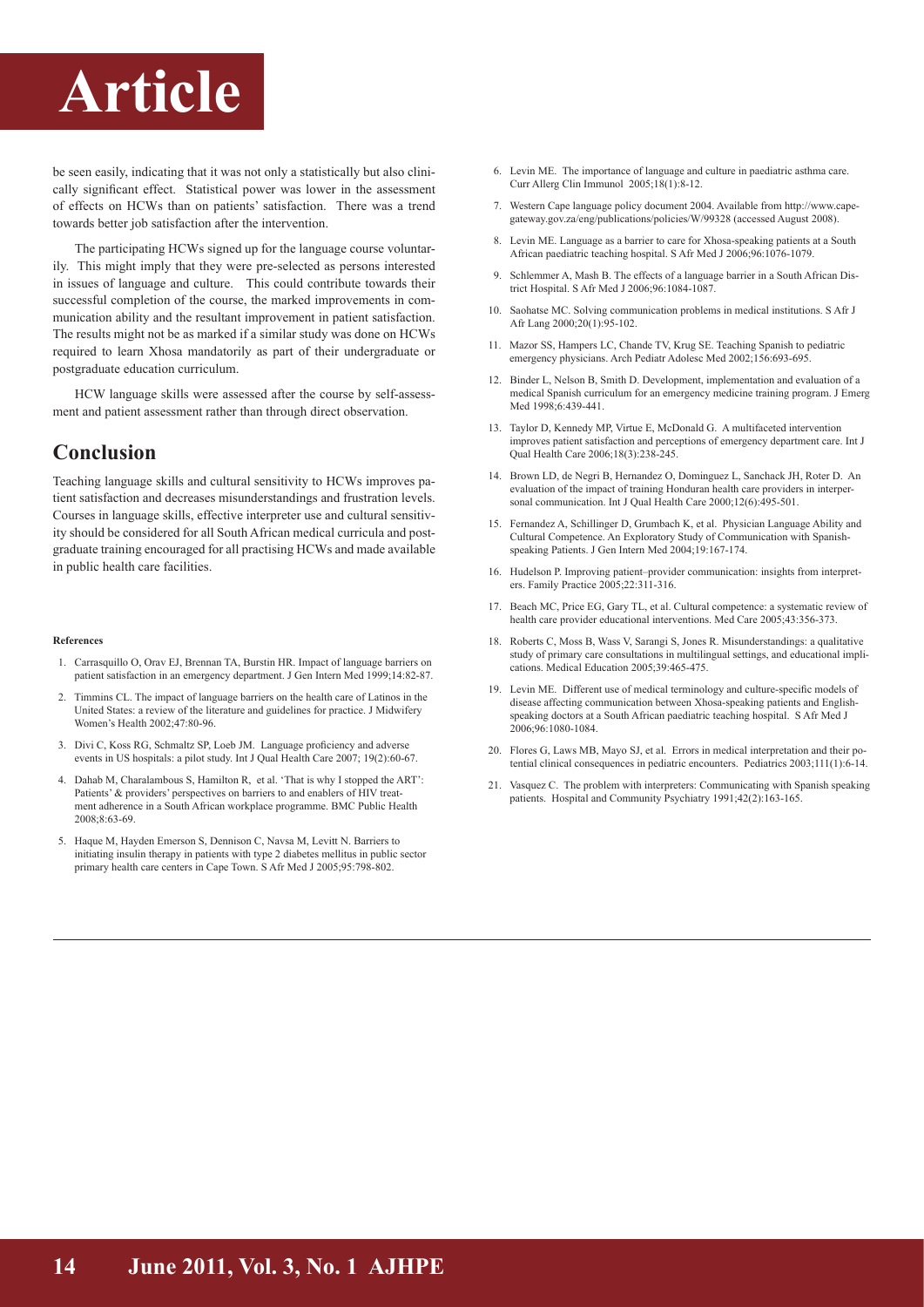be seen easily, indicating that it was not only a statistically but also clinically significant effect. Statistical power was lower in the assessment of effects on HCWs than on patients' satisfaction. There was a trend towards better job satisfaction after the intervention.

The participating HCWs signed up for the language course voluntarily. This might imply that they were pre-selected as persons interested in issues of language and culture. This could contribute towards their successful completion of the course, the marked improvements in communication ability and the resultant improvement in patient satisfaction. The results might not be as marked if a similar study was done on HCWs required to learn Xhosa mandatorily as part of their undergraduate or postgraduate education curriculum.

HCW language skills were assessed after the course by self-assessment and patient assessment rather than through direct observation.

## Conclusion

Teaching language skills and cultural sensitivity to HCWs improves patient satisfaction and decreases misunderstandings and frustration levels. Courses in language skills, effective interpreter use and cultural sensitivity should be considered for all South African medical curricula and postgraduate training encouraged for all practising HCWs and made available in public health care facilities.

**References**

1. Carrasquillo O, Orav EJ, Brennan TA, Burstin HR. Impact of language barriers on patient satisfaction in an emergency department. J Gen Intern Med 1999;14:82-87.
2. Timmins CL. The impact of language barriers on the health care of Latinos in the United States: a review of the literature and guidelines for practice. J Midwifery Women's Health 2002;47:80-96.
3. Divi C, Koss RG, Schmaltz SP, Loeb JM. Language proficiency and adverse events in US hospitals: a pilot study. Int J Qual Health Care 2007; 19(2):60-67.
4. Dahab M, Charalambous S, Hamilton R, et al. 'That is why I stopped the ART': Patients' & providers' perspectives on barriers to and enablers of HIV treatment adherence in a South African workplace programme. BMC Public Health 2008;8:63-69.
5. Haque M, Hayden Emerson S, Dennison C, Navsa M, Levitt N. Barriers to initiating insulin therapy in patients with type 2 diabetes mellitus in public sector primary health care centers in Cape Town. S Afr Med J 2005;95:798-802.
6. Levin ME. The importance of language and culture in paediatric asthma care. Curr Allerg Clin Immunol 2005;18(1):8-12.
7. Western Cape language policy document 2004. Available from http://www.capegateway.gov.za/eng/publications/policies/W/99328 (accessed August 2008).
8. Levin ME. Language as a barrier to care for Xhosa-speaking patients at a South African paediatric teaching hospital. S Afr Med J 2006;96:1076-1079.
9. Schlemmer A, Mash B. The effects of a language barrier in a South African District Hospital. S Afr Med J 2006;96:1084-1087.
10. Saohatse MC. Solving communication problems in medical institutions. S Afr J Afr Lang 2000;20(1):95-102.
11. Mazor SS, Hampers LC, Chande TV, Krug SE. Teaching Spanish to pediatric emergency physicians. Arch Pediatr Adolesc Med 2002;156:693-695.
12. Binder L, Nelson B, Smith D. Development, implementation and evaluation of a medical Spanish curriculum for an emergency medicine training program. J Emerg Med 1998;6:439-441.
13. Taylor D, Kennedy MP, Virtue E, McDonald G. A multifaceted intervention improves patient satisfaction and perceptions of emergency department care. Int J Qual Health Care 2006;18(3):238-245.
14. Brown LD, de Negri B, Hernandez O, Dominguez L, Sanchack JH, Roter D. An evaluation of the impact of training Honduran health care providers in interpersonal communication. Int J Qual Health Care 2000;12(6):495-501.
15. Fernandez A, Schillinger D, Grumbach K, et al. Physician Language Ability and Cultural Competence. An Exploratory Study of Communication with Spanish-speaking Patients. J Gen Intern Med 2004;19:167-174.
16. Hudelson P. Improving patient–provider communication: insights from interpreters. Family Practice 2005;22:311-316.
17. Beach MC, Price EG, Gary TL, et al. Cultural competence: a systematic review of health care provider educational interventions. Med Care 2005;43:356-373.
18. Roberts C, Moss B, Wass V, Sarangi S, Jones R. Misunderstandings: a qualitative study of primary care consultations in multilingual settings, and educational implications. Medical Education 2005;39:465-475.
19. Levin ME. Different use of medical terminology and culture-specific models of disease affecting communication between Xhosa-speaking patients and English-speaking doctors at a South African paediatric teaching hospital. S Afr Med J 2006;96:1080-1084.
20. Flores G, Laws MB, Mayo SJ, et al. Errors in medical interpretation and their potential clinical consequences in pediatric encounters. Pediatrics 2003;111(1):6-14.
21. Vasquez C. The problem with interpreters: Communicating with Spanish speaking patients. Hospital and Community Psychiatry 1991;42(2):163-165.